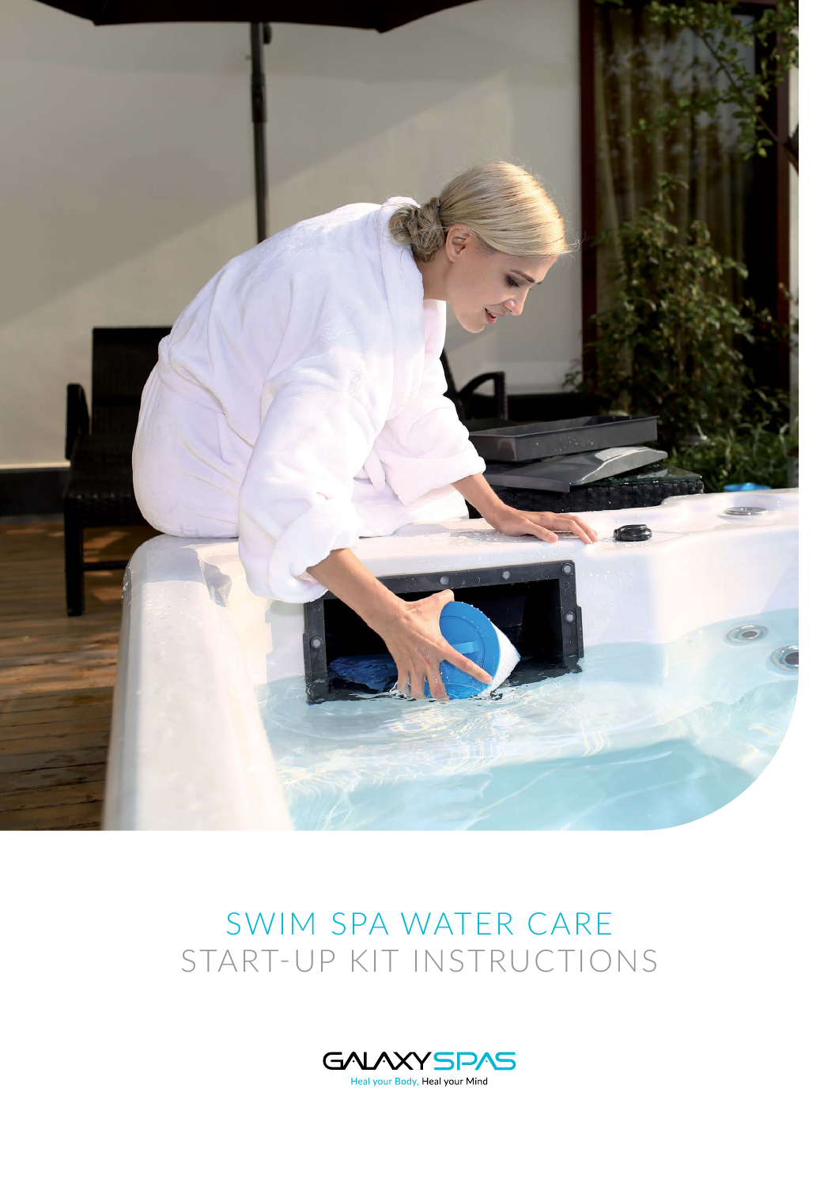# SWIM SPA WATER CARE

## START-UP KIT INSTRUCTIONS

GALAXY SPAS

Heal your Body, Heal your Mind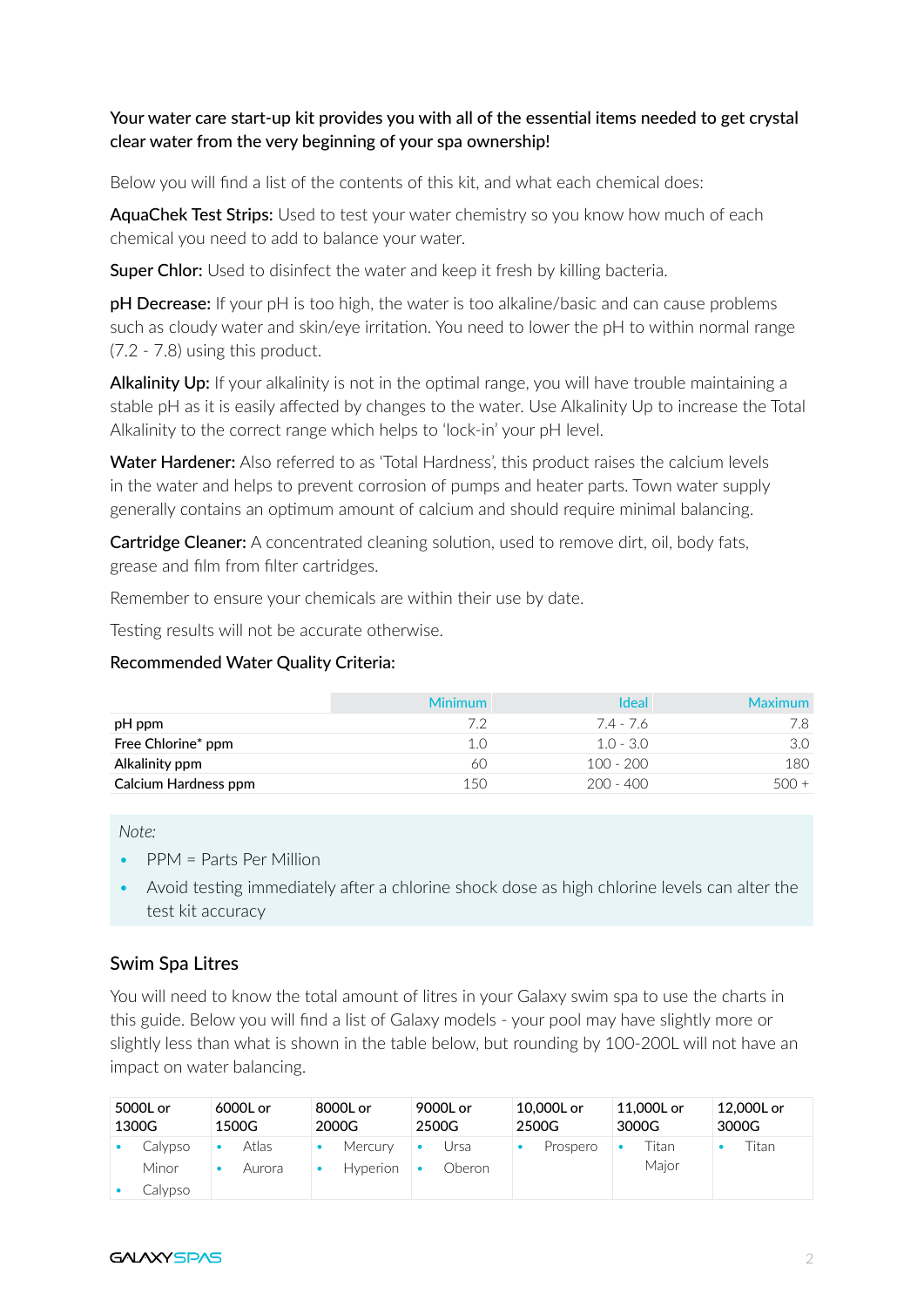**Your water care start-up kit provides you with all of the essential items needed to get crystal clear water from the very beginning of your spa ownership!**

Below you will find a list of the contents of this kit, and what each chemical does:

**AquaChek Test Strips:** Used to test your water chemistry so you know how much of each chemical you need to add to balance your water.

**Super Chlor:** Used to disinfect the water and keep it fresh by killing bacteria.

**pH Decrease:** If your pH is too high, the water is too alkaline/basic and can cause problems such as cloudy water and skin/eye irritation. You need to lower the pH to within normal range (7.2 - 7.8) using this product.

**Alkalinity Up:** If your alkalinity is not in the optimal range, you will have trouble maintaining a stable pH as it is easily affected by changes to the water. Use Alkalinity Up to increase the Total Alkalinity to the correct range which helps to 'lock-in' your pH level.

**Water Hardener:** Also referred to as 'Total Hardness', this product raises the calcium levels in the water and helps to prevent corrosion of pumps and heater parts. Town water supply generally contains an optimum amount of calcium and should require minimal balancing.

**Cartridge Cleaner:** A concentrated cleaning solution, used to remove dirt, oil, body fats, grease and film from filter cartridges.

Remember to ensure your chemicals are within their use by date.

Testing results will not be accurate otherwise.

**Recommended Water Quality Criteria:**

| | Minimum | Ideal | Maximum |
|---|---|---|---|
| **pH ppm** | 7.2 | 7.4 - 7.6 | 7.8 |
| **Free Chlorine* ppm** | 1.0 | 1.0 - 3.0 | 3.0 |
| **Alkalinity ppm** | 60 | 100 - 200 | 180 |
| **Calcium Hardness ppm** | 150 | 200 - 400 | 500 + |

*Note:*

- PPM = Parts Per Million
- Avoid testing immediately after a chlorine shock dose as high chlorine levels can alter the test kit accuracy

## Swim Spa Litres

You will need to know the total amount of litres in your Galaxy swim spa to use the charts in this guide. Below you will find a list of Galaxy models - your pool may have slightly more or slightly less than what is shown in the table below, but rounding by 100-200L will not have an impact on water balancing.

| 5000L or 1300G | 6000L or 1500G | 8000L or 2000G | 9000L or 2500G | 10,000L or 2500G | 11,000L or 3000G | 12,000L or 3000G |
|---|---|---|---|---|---|---|
| • Calypso Minor<br>• Calypso | • Atlas<br>• Aurora | • Mercury<br>• Hyperion | • Ursa<br>• Oberon | • Prospero | • Titan Major | • Titan |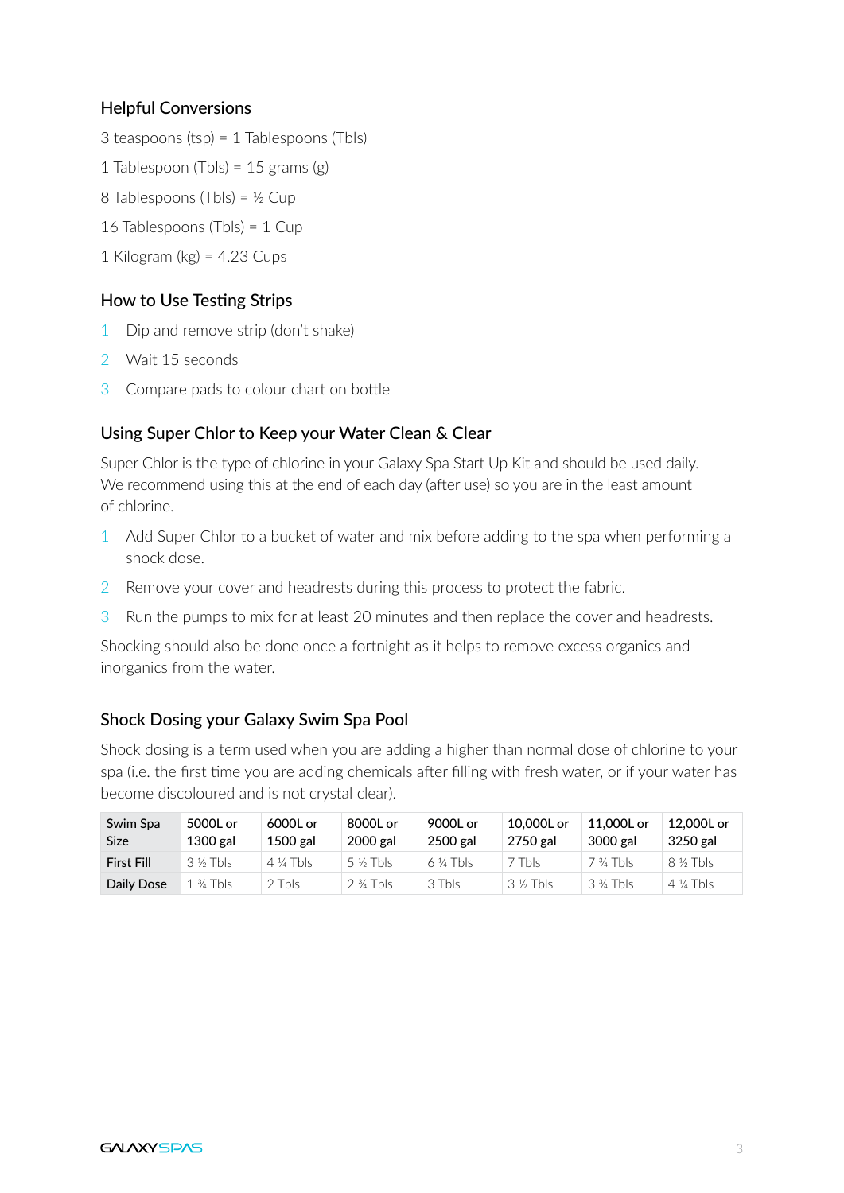## Helpful Conversions

3 teaspoons (tsp) = 1 Tablespoons (Tbls)

1 Tablespoon (Tbls) = 15 grams (g)

8 Tablespoons (Tbls) = ½ Cup

16 Tablespoons (Tbls) = 1 Cup

1 Kilogram (kg) = 4.23 Cups

## How to Use Testing Strips

1. Dip and remove strip (don't shake)
2. Wait 15 seconds
3. Compare pads to colour chart on bottle

## Using Super Chlor to Keep your Water Clean & Clear

Super Chlor is the type of chlorine in your Galaxy Spa Start Up Kit and should be used daily. We recommend using this at the end of each day (after use) so you are in the least amount of chlorine.

1. Add Super Chlor to a bucket of water and mix before adding to the spa when performing a shock dose.
2. Remove your cover and headrests during this process to protect the fabric.
3. Run the pumps to mix for at least 20 minutes and then replace the cover and headrests.

Shocking should also be done once a fortnight as it helps to remove excess organics and inorganics from the water.

## Shock Dosing your Galaxy Swim Spa Pool

Shock dosing is a term used when you are adding a higher than normal dose of chlorine to your spa (i.e. the first time you are adding chemicals after filling with fresh water, or if your water has become discoloured and is not crystal clear).

| Swim Spa Size | 5000L or 1300 gal | 6000L or 1500 gal | 8000L or 2000 gal | 9000L or 2500 gal | 10,000L or 2750 gal | 11,000L or 3000 gal | 12,000L or 3250 gal |
|---|---|---|---|---|---|---|---|
| First Fill | 3 ½ Tbls | 4 ¼ Tbls | 5 ½ Tbls | 6 ¼ Tbls | 7 Tbls | 7 ¾ Tbls | 8 ½ Tbls |
| Daily Dose | 1 ¾ Tbls | 2 Tbls | 2 ¾ Tbls | 3 Tbls | 3 ½ Tbls | 3 ¾ Tbls | 4 ¼ Tbls |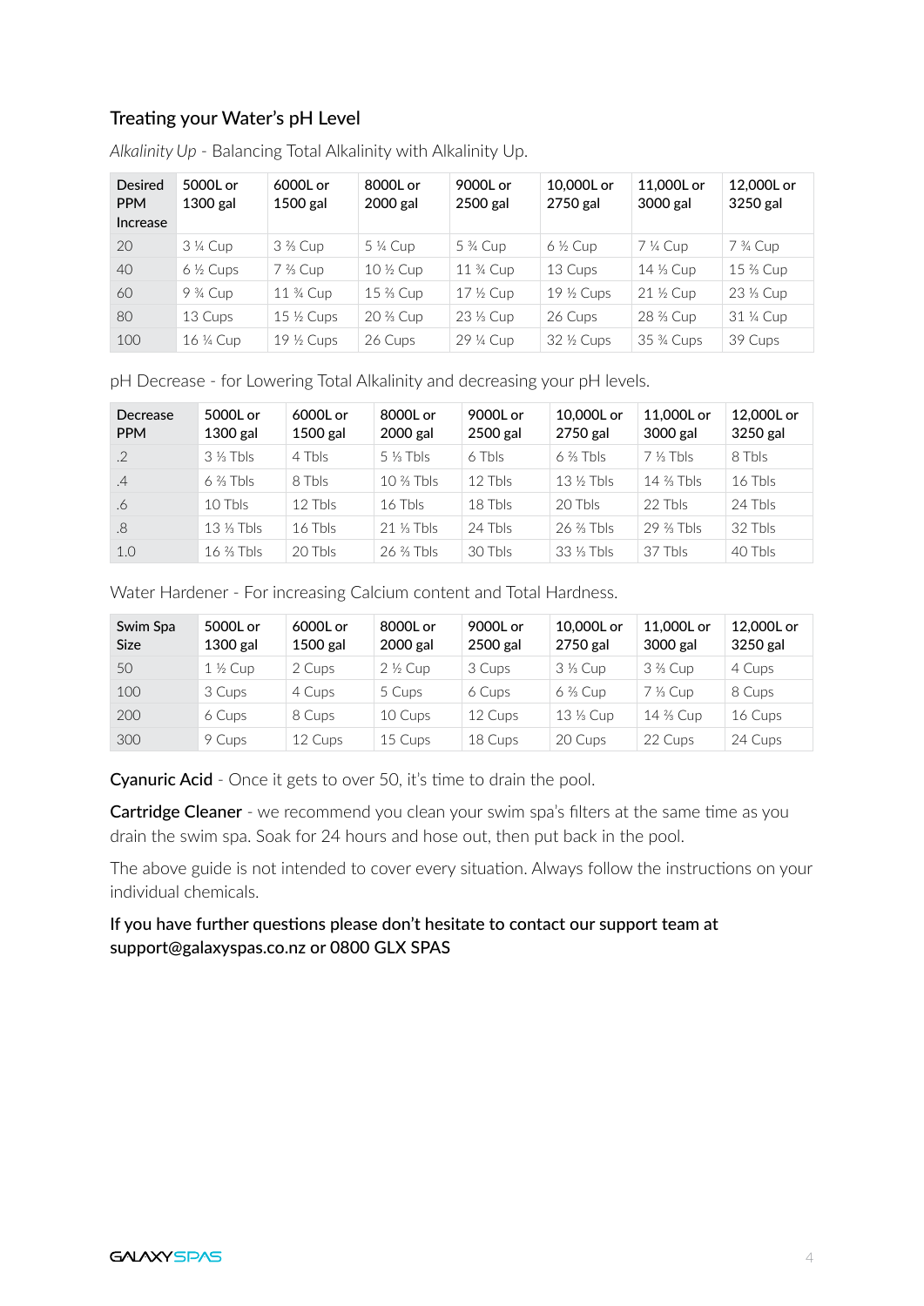## Treating your Water's pH Level

*Alkalinity Up* - Balancing Total Alkalinity with Alkalinity Up.

| Desired PPM Increase | 5000L or 1300 gal | 6000L or 1500 gal | 8000L or 2000 gal | 9000L or 2500 gal | 10,000L or 2750 gal | 11,000L or 3000 gal | 12,000L or 3250 gal |
|---|---|---|---|---|---|---|---|
| 20 | 3 ¼ Cup | 3 ⅔ Cup | 5 ¼ Cup | 5 ¾ Cup | 6 ½ Cup | 7 ¼ Cup | 7 ¾ Cup |
| 40 | 6 ½ Cups | 7 ⅔ Cup | 10 ½ Cup | 11 ¾ Cup | 13 Cups | 14 ⅓ Cup | 15 ⅔ Cup |
| 60 | 9 ¾ Cup | 11 ¾ Cup | 15 ⅔ Cup | 17 ½ Cup | 19 ½ Cups | 21 ½ Cup | 23 ⅓ Cup |
| 80 | 13 Cups | 15 ½ Cups | 20 ⅔ Cup | 23 ⅓ Cup | 26 Cups | 28 ⅔ Cup | 31 ¼ Cup |
| 100 | 16 ¼ Cup | 19 ½ Cups | 26 Cups | 29 ¼ Cup | 32 ½ Cups | 35 ¾ Cups | 39 Cups |

pH Decrease - for Lowering Total Alkalinity and decreasing your pH levels.

| Decrease PPM | 5000L or 1300 gal | 6000L or 1500 gal | 8000L or 2000 gal | 9000L or 2500 gal | 10,000L or 2750 gal | 11,000L or 3000 gal | 12,000L or 3250 gal |
|---|---|---|---|---|---|---|---|
| .2 | 3 ⅓ Tbls | 4 Tbls | 5 ⅓ Tbls | 6 Tbls | 6 ⅔ Tbls | 7 ⅓ Tbls | 8 Tbls |
| .4 | 6 ⅔ Tbls | 8 Tbls | 10 ⅔ Tbls | 12 Tbls | 13 ⅓ Tbls | 14 ⅔ Tbls | 16 Tbls |
| .6 | 10 Tbls | 12 Tbls | 16 Tbls | 18 Tbls | 20 Tbls | 22 Tbls | 24 Tbls |
| .8 | 13 ⅓ Tbls | 16 Tbls | 21 ⅓ Tbls | 24 Tbls | 26 ⅔ Tbls | 29 ⅔ Tbls | 32 Tbls |
| 1.0 | 16 ⅔ Tbls | 20 Tbls | 26 ⅔ Tbls | 30 Tbls | 33 ⅓ Tbls | 37 Tbls | 40 Tbls |

Water Hardener - For increasing Calcium content and Total Hardness.

| Swim Spa Size | 5000L or 1300 gal | 6000L or 1500 gal | 8000L or 2000 gal | 9000L or 2500 gal | 10,000L or 2750 gal | 11,000L or 3000 gal | 12,000L or 3250 gal |
|---|---|---|---|---|---|---|---|
| 50 | 1 ½ Cup | 2 Cups | 2 ½ Cup | 3 Cups | 3 ⅓ Cup | 3 ⅔ Cup | 4 Cups |
| 100 | 3 Cups | 4 Cups | 5 Cups | 6 Cups | 6 ⅔ Cup | 7 ⅓ Cup | 8 Cups |
| 200 | 6 Cups | 8 Cups | 10 Cups | 12 Cups | 13 ⅓ Cup | 14 ⅔ Cup | 16 Cups |
| 300 | 9 Cups | 12 Cups | 15 Cups | 18 Cups | 20 Cups | 22 Cups | 24 Cups |

**Cyanuric Acid** - Once it gets to over 50, it's time to drain the pool.

**Cartridge Cleaner** - we recommend you clean your swim spa's filters at the same time as you drain the swim spa. Soak for 24 hours and hose out, then put back in the pool.

The above guide is not intended to cover every situation. Always follow the instructions on your individual chemicals.

**If you have further questions please don't hesitate to contact our support team at support@galaxyspas.co.nz or 0800 GLX SPAS**